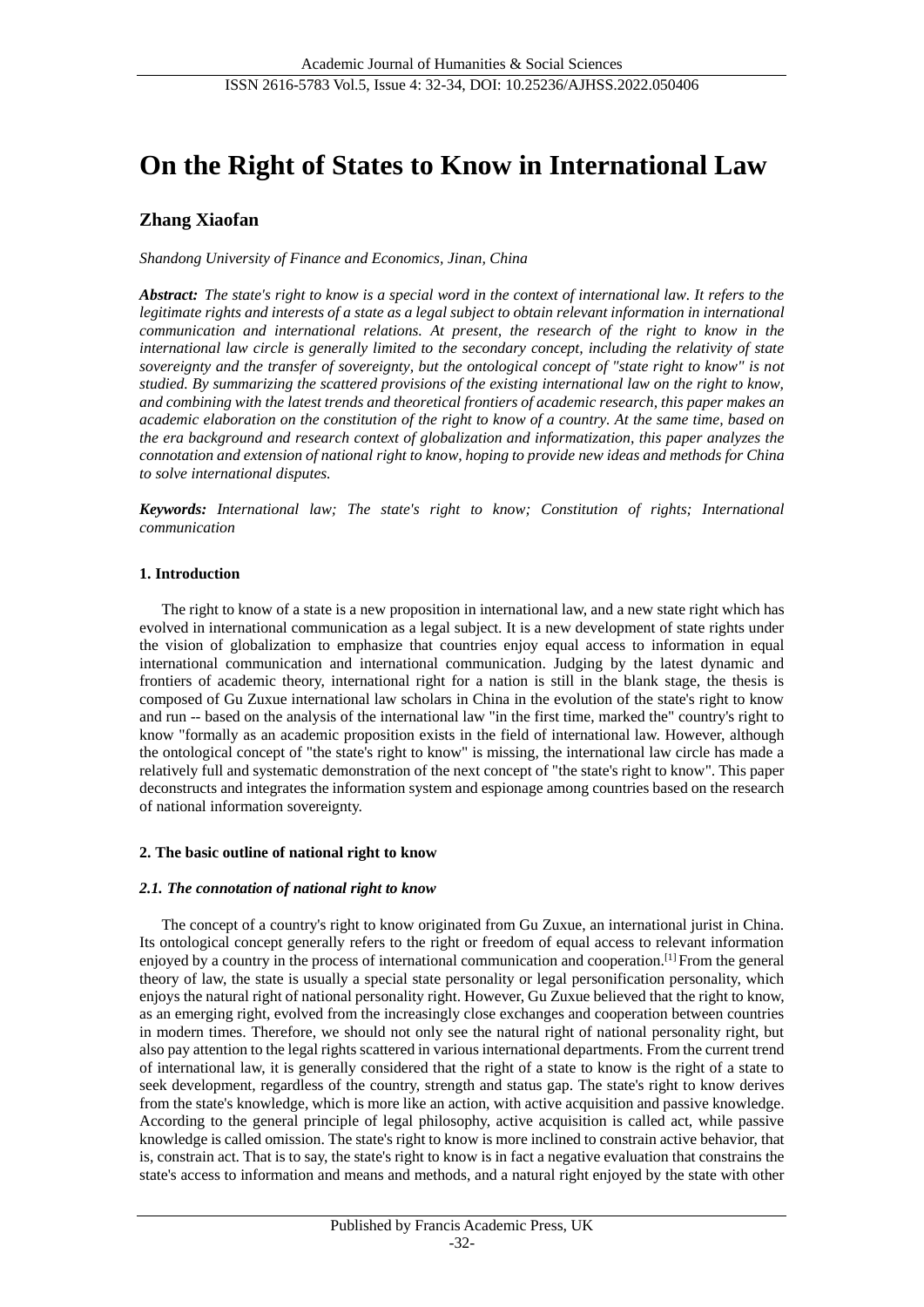# On the Right of States to Know in International Law

**Zhang Xiaofan**

*Shandong University of Finance and Economics, Jinan, China*

***Abstract:*** *The state's right to know is a special word in the context of international law. It refers to the legitimate rights and interests of a state as a legal subject to obtain relevant information in international communication and international relations. At present, the research of the right to know in the international law circle is generally limited to the secondary concept, including the relativity of state sovereignty and the transfer of sovereignty, but the ontological concept of "state right to know" is not studied. By summarizing the scattered provisions of the existing international law on the right to know, and combining with the latest trends and theoretical frontiers of academic research, this paper makes an academic elaboration on the constitution of the right to know of a country. At the same time, based on the era background and research context of globalization and informatization, this paper analyzes the connotation and extension of national right to know, hoping to provide new ideas and methods for China to solve international disputes.*

***Keywords:*** *International law; The state's right to know; Constitution of rights; International communication*

## 1. Introduction

The right to know of a state is a new proposition in international law, and a new state right which has evolved in international communication as a legal subject. It is a new development of state rights under the vision of globalization to emphasize that countries enjoy equal access to information in equal international communication and international communication. Judging by the latest dynamic and frontiers of academic theory, international right for a nation is still in the blank stage, the thesis is composed of Gu Zuxue international law scholars in China in the evolution of the state's right to know and run -- based on the analysis of the international law "in the first time, marked the" country's right to know "formally as an academic proposition exists in the field of international law. However, although the ontological concept of "the state's right to know" is missing, the international law circle has made a relatively full and systematic demonstration of the next concept of "the state's right to know". This paper deconstructs and integrates the information system and espionage among countries based on the research of national information sovereignty.

## 2. The basic outline of national right to know

### *2.1. The connotation of national right to know*

The concept of a country's right to know originated from Gu Zuxue, an international jurist in China. Its ontological concept generally refers to the right or freedom of equal access to relevant information enjoyed by a country in the process of international communication and cooperation.[1] From the general theory of law, the state is usually a special state personality or legal personification personality, which enjoys the natural right of national personality right. However, Gu Zuxue believed that the right to know, as an emerging right, evolved from the increasingly close exchanges and cooperation between countries in modern times. Therefore, we should not only see the natural right of national personality right, but also pay attention to the legal rights scattered in various international departments. From the current trend of international law, it is generally considered that the right of a state to know is the right of a state to seek development, regardless of the country, strength and status gap. The state's right to know derives from the state's knowledge, which is more like an action, with active acquisition and passive knowledge. According to the general principle of legal philosophy, active acquisition is called act, while passive knowledge is called omission. The state's right to know is more inclined to constrain active behavior, that is, constrain act. That is to say, the state's right to know is in fact a negative evaluation that constrains the state's access to information and means and methods, and a natural right enjoyed by the state with other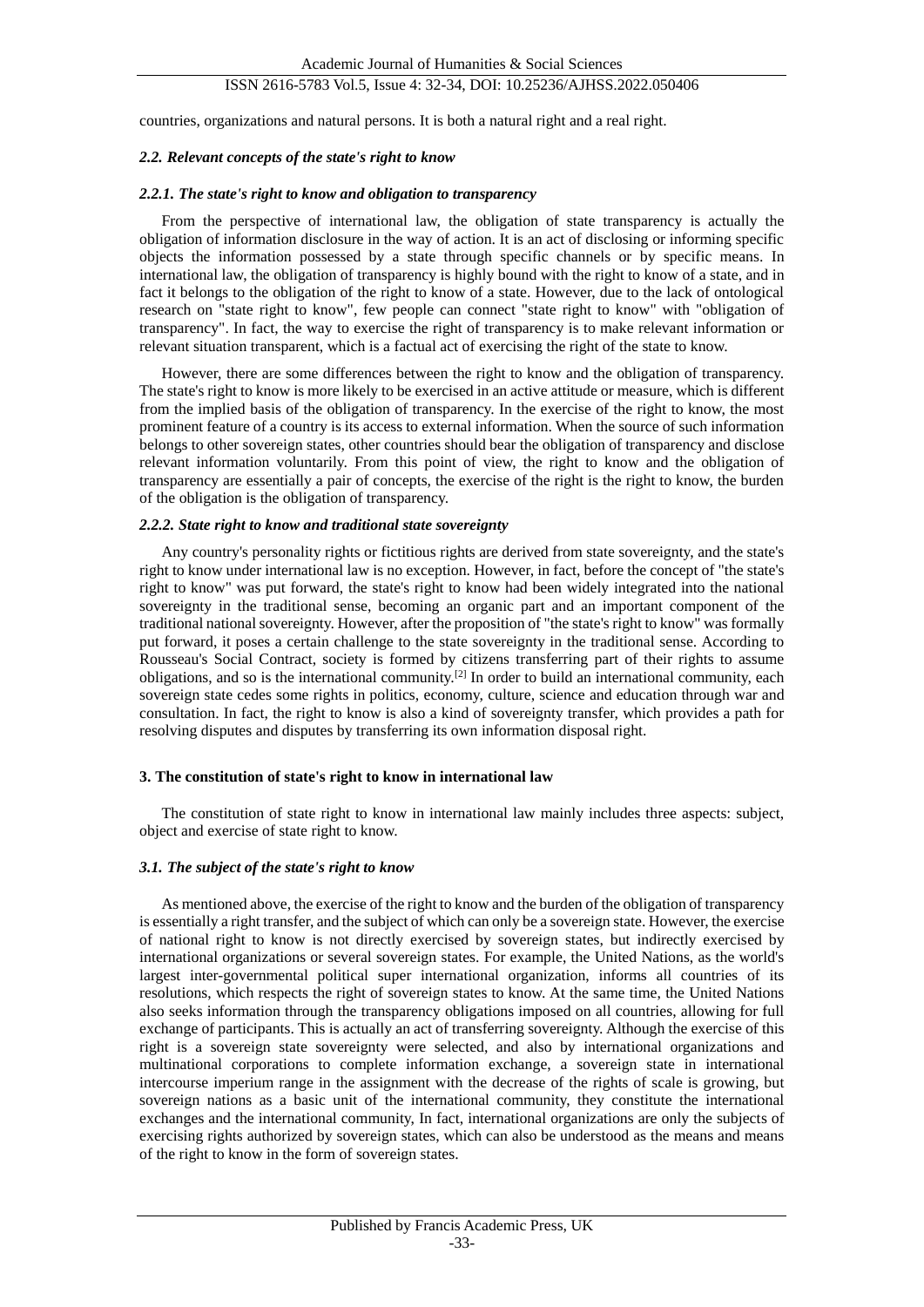countries, organizations and natural persons. It is both a natural right and a real right.

### *2.2. Relevant concepts of the state's right to know*

#### *2.2.1. The state's right to know and obligation to transparency*

From the perspective of international law, the obligation of state transparency is actually the obligation of information disclosure in the way of action. It is an act of disclosing or informing specific objects the information possessed by a state through specific channels or by specific means. In international law, the obligation of transparency is highly bound with the right to know of a state, and in fact it belongs to the obligation of the right to know of a state. However, due to the lack of ontological research on "state right to know", few people can connect "state right to know" with "obligation of transparency". In fact, the way to exercise the right of transparency is to make relevant information or relevant situation transparent, which is a factual act of exercising the right of the state to know.

However, there are some differences between the right to know and the obligation of transparency. The state's right to know is more likely to be exercised in an active attitude or measure, which is different from the implied basis of the obligation of transparency. In the exercise of the right to know, the most prominent feature of a country is its access to external information. When the source of such information belongs to other sovereign states, other countries should bear the obligation of transparency and disclose relevant information voluntarily. From this point of view, the right to know and the obligation of transparency are essentially a pair of concepts, the exercise of the right is the right to know, the burden of the obligation is the obligation of transparency.

#### *2.2.2. State right to know and traditional state sovereignty*

Any country's personality rights or fictitious rights are derived from state sovereignty, and the state's right to know under international law is no exception. However, in fact, before the concept of "the state's right to know" was put forward, the state's right to know had been widely integrated into the national sovereignty in the traditional sense, becoming an organic part and an important component of the traditional national sovereignty. However, after the proposition of "the state's right to know" was formally put forward, it poses a certain challenge to the state sovereignty in the traditional sense. According to Rousseau's Social Contract, society is formed by citizens transferring part of their rights to assume obligations, and so is the international community.[2] In order to build an international community, each sovereign state cedes some rights in politics, economy, culture, science and education through war and consultation. In fact, the right to know is also a kind of sovereignty transfer, which provides a path for resolving disputes and disputes by transferring its own information disposal right.

## **3. The constitution of state's right to know in international law**

The constitution of state right to know in international law mainly includes three aspects: subject, object and exercise of state right to know.

### *3.1. The subject of the state's right to know*

As mentioned above, the exercise of the right to know and the burden of the obligation of transparency is essentially a right transfer, and the subject of which can only be a sovereign state. However, the exercise of national right to know is not directly exercised by sovereign states, but indirectly exercised by international organizations or several sovereign states. For example, the United Nations, as the world's largest inter-governmental political super international organization, informs all countries of its resolutions, which respects the right of sovereign states to know. At the same time, the United Nations also seeks information through the transparency obligations imposed on all countries, allowing for full exchange of participants. This is actually an act of transferring sovereignty. Although the exercise of this right is a sovereign state sovereignty were selected, and also by international organizations and multinational corporations to complete information exchange, a sovereign state in international intercourse imperium range in the assignment with the decrease of the rights of scale is growing, but sovereign nations as a basic unit of the international community, they constitute the international exchanges and the international community, In fact, international organizations are only the subjects of exercising rights authorized by sovereign states, which can also be understood as the means and means of the right to know in the form of sovereign states.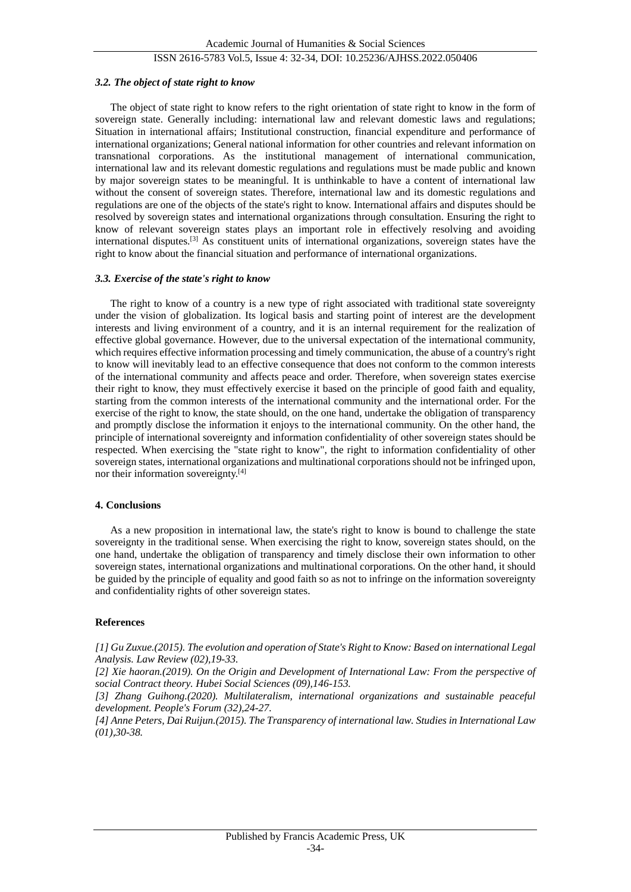### *3.2. The object of state right to know*

The object of state right to know refers to the right orientation of state right to know in the form of sovereign state. Generally including: international law and relevant domestic laws and regulations; Situation in international affairs; Institutional construction, financial expenditure and performance of international organizations; General national information for other countries and relevant information on transnational corporations. As the institutional management of international communication, international law and its relevant domestic regulations and regulations must be made public and known by major sovereign states to be meaningful. It is unthinkable to have a content of international law without the consent of sovereign states. Therefore, international law and its domestic regulations and regulations are one of the objects of the state's right to know. International affairs and disputes should be resolved by sovereign states and international organizations through consultation. Ensuring the right to know of relevant sovereign states plays an important role in effectively resolving and avoiding international disputes.[3] As constituent units of international organizations, sovereign states have the right to know about the financial situation and performance of international organizations.

### *3.3. Exercise of the state's right to know*

The right to know of a country is a new type of right associated with traditional state sovereignty under the vision of globalization. Its logical basis and starting point of interest are the development interests and living environment of a country, and it is an internal requirement for the realization of effective global governance. However, due to the universal expectation of the international community, which requires effective information processing and timely communication, the abuse of a country's right to know will inevitably lead to an effective consequence that does not conform to the common interests of the international community and affects peace and order. Therefore, when sovereign states exercise their right to know, they must effectively exercise it based on the principle of good faith and equality, starting from the common interests of the international community and the international order. For the exercise of the right to know, the state should, on the one hand, undertake the obligation of transparency and promptly disclose the information it enjoys to the international community. On the other hand, the principle of international sovereignty and information confidentiality of other sovereign states should be respected. When exercising the "state right to know", the right to information confidentiality of other sovereign states, international organizations and multinational corporations should not be infringed upon, nor their information sovereignty.[4]

## 4. Conclusions

As a new proposition in international law, the state's right to know is bound to challenge the state sovereignty in the traditional sense. When exercising the right to know, sovereign states should, on the one hand, undertake the obligation of transparency and timely disclose their own information to other sovereign states, international organizations and multinational corporations. On the other hand, it should be guided by the principle of equality and good faith so as not to infringe on the information sovereignty and confidentiality rights of other sovereign states.

## References

*[1] Gu Zuxue.(2015). The evolution and operation of State's Right to Know: Based on international Legal Analysis. Law Review (02),19-33.*

*[2] Xie haoran.(2019). On the Origin and Development of International Law: From the perspective of social Contract theory. Hubei Social Sciences (09),146-153.*

*[3] Zhang Guihong.(2020). Multilateralism, international organizations and sustainable peaceful development. People's Forum (32),24-27.*

*[4] Anne Peters, Dai Ruijun.(2015). The Transparency of international law. Studies in International Law (01),30-38.*